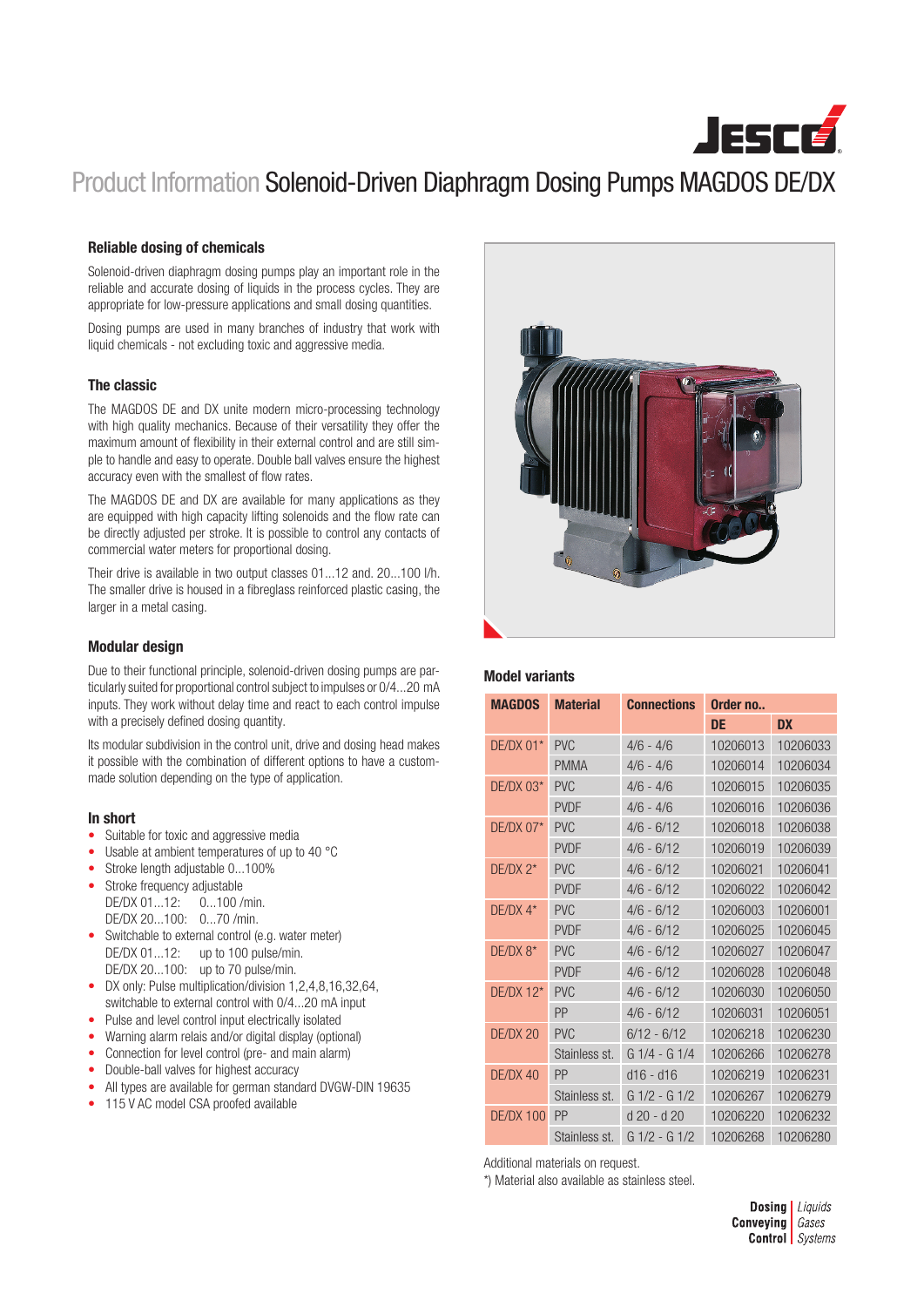# Product Information Solenoid-Driven Diaphragm Dosing Pumps MAGDOS DE/DX

### Reliable dosing of chemicals

Solenoid-driven diaphragm dosing pumps play an important role in the reliable and accurate dosing of liquids in the process cycles. They are appropriate for low-pressure applications and small dosing quantities.

Dosing pumps are used in many branches of industry that work with liquid chemicals - not excluding toxic and aggressive media.

### The classic

The MAGDOS DE and DX unite modern micro-processing technology with high quality mechanics. Because of their versatility they offer the maximum amount of flexibility in their external control and are still simple to handle and easy to operate. Double ball valves ensure the highest accuracy even with the smallest of flow rates.

The MAGDOS DE and DX are available for many applications as they are equipped with high capacity lifting solenoids and the flow rate can be directly adjusted per stroke. It is possible to control any contacts of commercial water meters for proportional dosing.

Their drive is available in two output classes 01...12 and. 20...100 l/h. The smaller drive is housed in a fibreglass reinforced plastic casing, the larger in a metal casing.

### Modular design

Due to their functional principle, solenoid-driven dosing pumps are particularly suited for proportional control subject to impulses or 0/4...20 mA inputs. They work without delay time and react to each control impulse with a precisely defined dosing quantity.

Its modular subdivision in the control unit, drive and dosing head makes it possible with the combination of different options to have a custom-made solution depending on the type of application.

### In short

- Suitable for toxic and aggressive media
- Usable at ambient temperatures of up to 40 °C
- Stroke length adjustable 0...100%
- Stroke frequency adjustable
  DE/DX 01...12: 0...100 /min.
  DE/DX 20...100: 0...70 /min.
- Switchable to external control (e.g. water meter)
  DE/DX 01...12: up to 100 pulse/min.
  DE/DX 20...100: up to 70 pulse/min.
- DX only: Pulse multiplication/division 1,2,4,8,16,32,64, switchable to external control with 0/4...20 mA input
- Pulse and level control input electrically isolated
- Warning alarm relais and/or digital display (optional)
- Connection for level control (pre- and main alarm)
- Double-ball valves for highest accuracy
- All types are available for german standard DVGW-DIN 19635
- 115 V AC model CSA proofed available

### Model variants

| MAGDOS | Material | Connections | Order no.. | |
|---|---|---|---|---|
| | | | DE | DX |
| DE/DX 01* | PVC | 4/6 - 4/6 | 10206013 | 10206033 |
| | PMMA | 4/6 - 4/6 | 10206014 | 10206034 |
| DE/DX 03* | PVC | 4/6 - 4/6 | 10206015 | 10206035 |
| | PVDF | 4/6 - 4/6 | 10206016 | 10206036 |
| DE/DX 07* | PVC | 4/6 - 6/12 | 10206018 | 10206038 |
| | PVDF | 4/6 - 6/12 | 10206019 | 10206039 |
| DE/DX 2* | PVC | 4/6 - 6/12 | 10206021 | 10206041 |
| | PVDF | 4/6 - 6/12 | 10206022 | 10206042 |
| DE/DX 4* | PVC | 4/6 - 6/12 | 10206003 | 10206001 |
| | PVDF | 4/6 - 6/12 | 10206025 | 10206045 |
| DE/DX 8* | PVC | 4/6 - 6/12 | 10206027 | 10206047 |
| | PVDF | 4/6 - 6/12 | 10206028 | 10206048 |
| DE/DX 12* | PVC | 4/6 - 6/12 | 10206030 | 10206050 |
| | PP | 4/6 - 6/12 | 10206031 | 10206051 |
| DE/DX 20 | PVC | 6/12 - 6/12 | 10206218 | 10206230 |
| | Stainless st. | G 1/4 - G 1/4 | 10206266 | 10206278 |
| DE/DX 40 | PP | d16 - d16 | 10206219 | 10206231 |
| | Stainless st. | G 1/2 - G 1/2 | 10206267 | 10206279 |
| DE/DX 100 | PP | d 20 - d 20 | 10206220 | 10206232 |
| | Stainless st. | G 1/2 - G 1/2 | 10206268 | 10206280 |

Additional materials on request.
*) Material also available as stainless steel.

**Dosing** | *Liquids*
**Conveying** | *Gases*
**Control** | *Systems*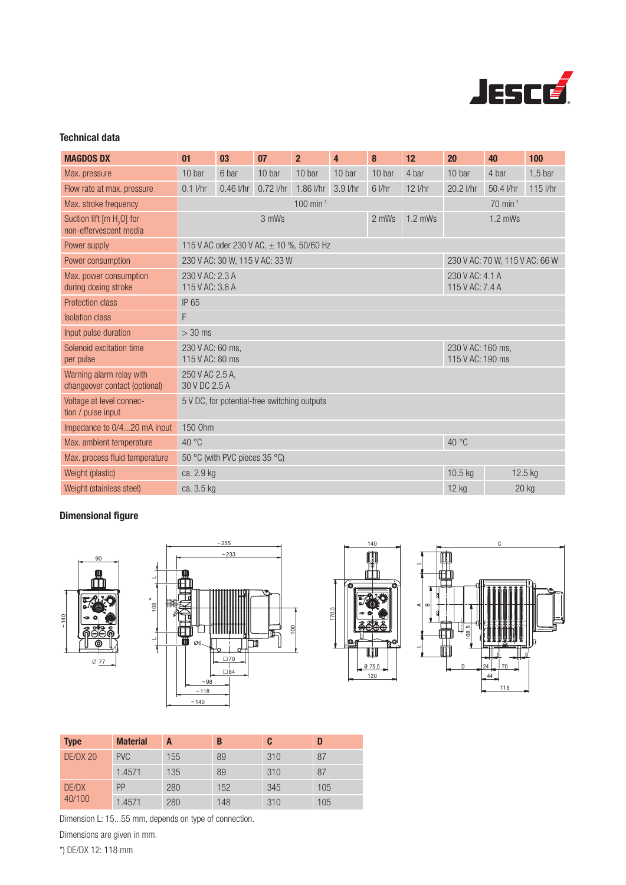### Technical data

| MAGDOS DX | 01 | 03 | 07 | 2 | 4 | 8 | 12 | 20 | 40 | 100 |
|---|---|---|---|---|---|---|---|---|---|---|
| Max. pressure | 10 bar | 6 bar | 10 bar | 10 bar | 10 bar | 10 bar | 4 bar | 10 bar | 4 bar | 1,5 bar |
| Flow rate at max. pressure | 0.1 l/hr | 0.46 l/hr | 0.72 l/hr | 1.86 l/hr | 3.9 l/hr | 6 l/hr | 12 l/hr | 20.2 l/hr | 50.4 l/hr | 115 l/hr |
| Max. stroke frequency | 100 $min^{-1}$ | | | | | | | 70 $min^{-1}$ | | |
| Suction lift [m $H_2O$] for non-effervescent media | 3 mWs | | | | | 2 mWs | 1.2 mWs | 1.2 mWs | | |
| Power supply | 115 V AC oder 230 V AC, ± 10 %, 50/60 Hz | | | | | | | | | |
| Power consumption | 230 V AC: 30 W, 115 V AC: 33 W | | | | | | | 230 V AC: 70 W, 115 V AC: 66 W | | |
| Max. power consumption during dosing stroke | 230 V AC: 2.3 A<br>115 V AC: 3.6 A | | | | | | | 230 V AC: 4.1 A<br>115 V AC: 7.4 A | | |
| Protection class | IP 65 | | | | | | | | | |
| Isolation class | F | | | | | | | | | |
| Input pulse duration | > 30 ms | | | | | | | | | |
| Solenoid excitation time per pulse | 230 V AC: 60 ms,<br>115 V AC: 80 ms | | | | | | | 230 V AC: 160 ms,<br>115 V AC: 190 ms | | |
| Warning alarm relay with changeover contact (optional) | 250 V AC 2.5 A,<br>30 V DC 2.5 A | | | | | | | | | |
| Voltage at level connection / pulse input | 5 V DC, for potential-free switching outputs | | | | | | | | | |
| Impedance to 0/4...20 mA input | 150 Ohm | | | | | | | | | |
| Max. ambient temperature | 40 °C | | | | | | | 40 °C | | |
| Max. process fluid temperature | 50 °C (with PVC pieces 35 °C) | | | | | | | | | |
| Weight (plastic) | ca. 2.9 kg | | | | | | | 10.5 kg | 12.5 kg | |
| Weight (stainless steel) | ca. 3.5 kg | | | | | | | 12 kg | 20 kg | |

### Dimensional figure

| Type | Material | A | B | C | D |
|---|---|---|---|---|---|
| DE/DX 20 | PVC | 155 | 89 | 310 | 87 |
| | 1.4571 | 135 | 89 | 310 | 87 |
| DE/DX 40/100 | PP | 280 | 152 | 345 | 105 |
| | 1.4571 | 280 | 148 | 310 | 105 |

Dimension L: 15...55 mm, depends on type of connection.

Dimensions are given in mm.

*) DE/DX 12: 118 mm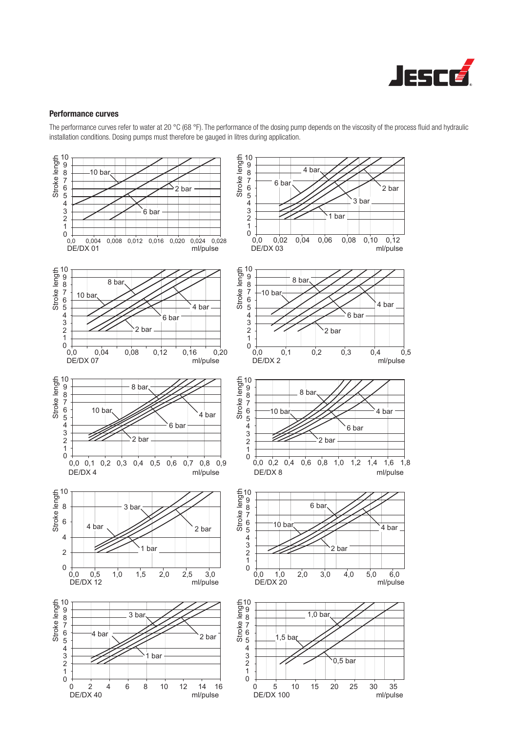### Performance curves

The performance curves refer to water at 20 °C (68 °F). The performance of the dosing pump depends on the viscosity of the process fluid and hydraulic installation conditions. Dosing pumps must therefore be gauged in litres during application.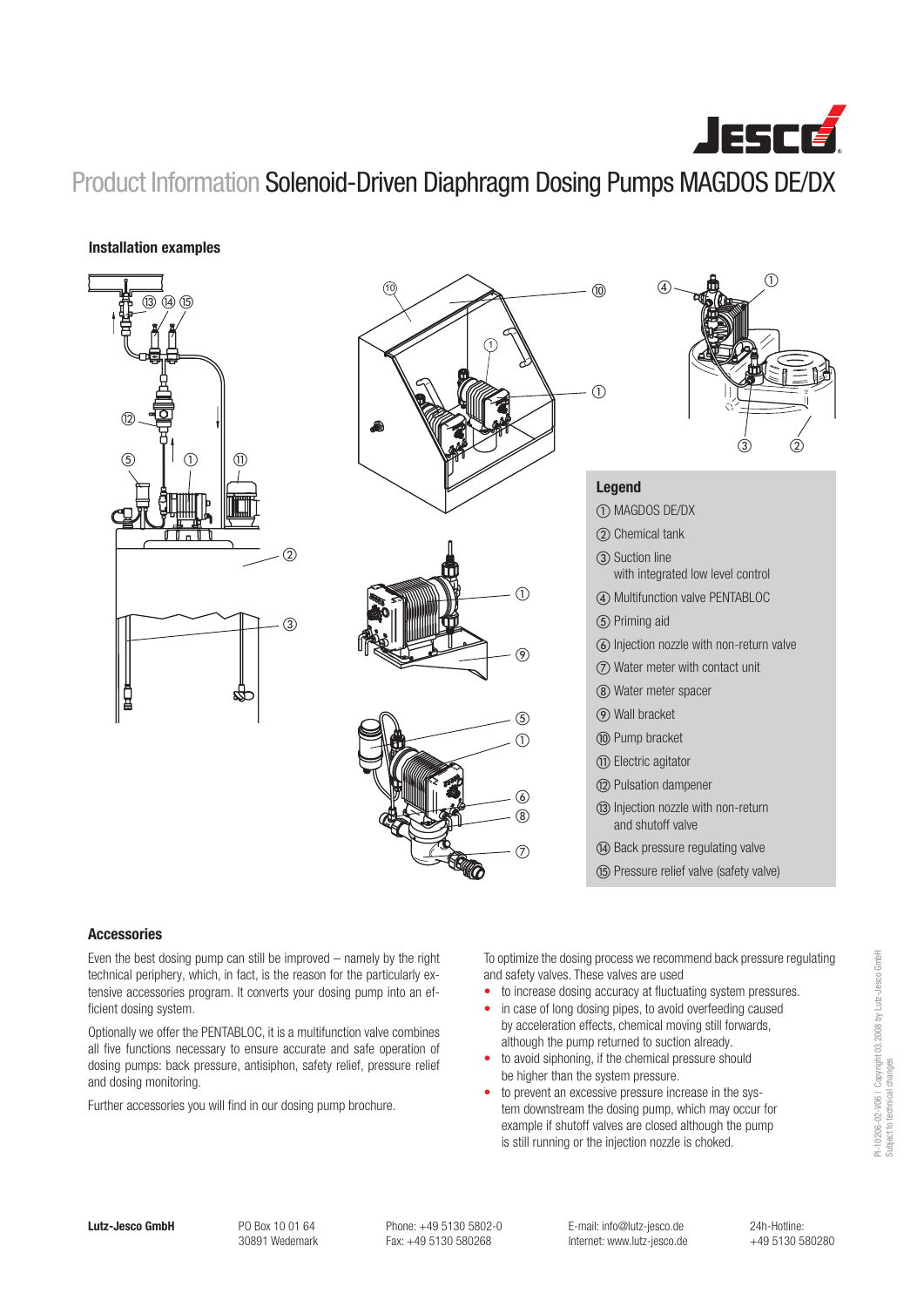# Product Information Solenoid-Driven Diaphragm Dosing Pumps MAGDOS DE/DX

### Installation examples

**Legend**

① MAGDOS DE/DX
② Chemical tank
③ Suction line with integrated low level control
④ Multifunction valve PENTABLOC
⑤ Priming aid
⑥ Injection nozzle with non-return valve
⑦ Water meter with contact unit
⑧ Water meter spacer
⑨ Wall bracket
⑩ Pump bracket
⑪ Electric agitator
⑫ Pulsation dampener
⑬ Injection nozzle with non-return and shutoff valve
⑭ Back pressure regulating valve
⑮ Pressure relief valve (safety valve)

### Accessories

Even the best dosing pump can still be improved – namely by the right technical periphery, which, in fact, is the reason for the particularly extensive accessories program. It converts your dosing pump into an efficient dosing system.

Optionally we offer the PENTABLOC, it is a multifunction valve combines all five functions necessary to ensure accurate and safe operation of dosing pumps: back pressure, antisiphon, safety relief, pressure relief and dosing monitoring.

Further accessories you will find in our dosing pump brochure.

To optimize the dosing process we recommend back pressure regulating and safety valves. These valves are used

- to increase dosing accuracy at fluctuating system pressures.
- in case of long dosing pipes, to avoid overfeeding caused by acceleration effects, chemical moving still forwards, although the pump returned to suction already.
- to avoid siphoning, if the chemical pressure should be higher than the system pressure.
- to prevent an excessive pressure increase in the system downstream the dosing pump, which may occur for example if shutoff valves are closed although the pump is still running or the injection nozzle is choked.

PI-10206-02-V06 | Copyright 03.2008 by Lutz-Jesco GmbH
Subject to technical changes

**Lutz-Jesco GmbH** PO Box 10 01 64, 30891 Wedemark | Phone: +49 5130 5802-0, Fax: +49 5130 580268 | E-mail: info@lutz-jesco.de, Internet: www.lutz-jesco.de | 24h-Hotline: +49 5130 580280